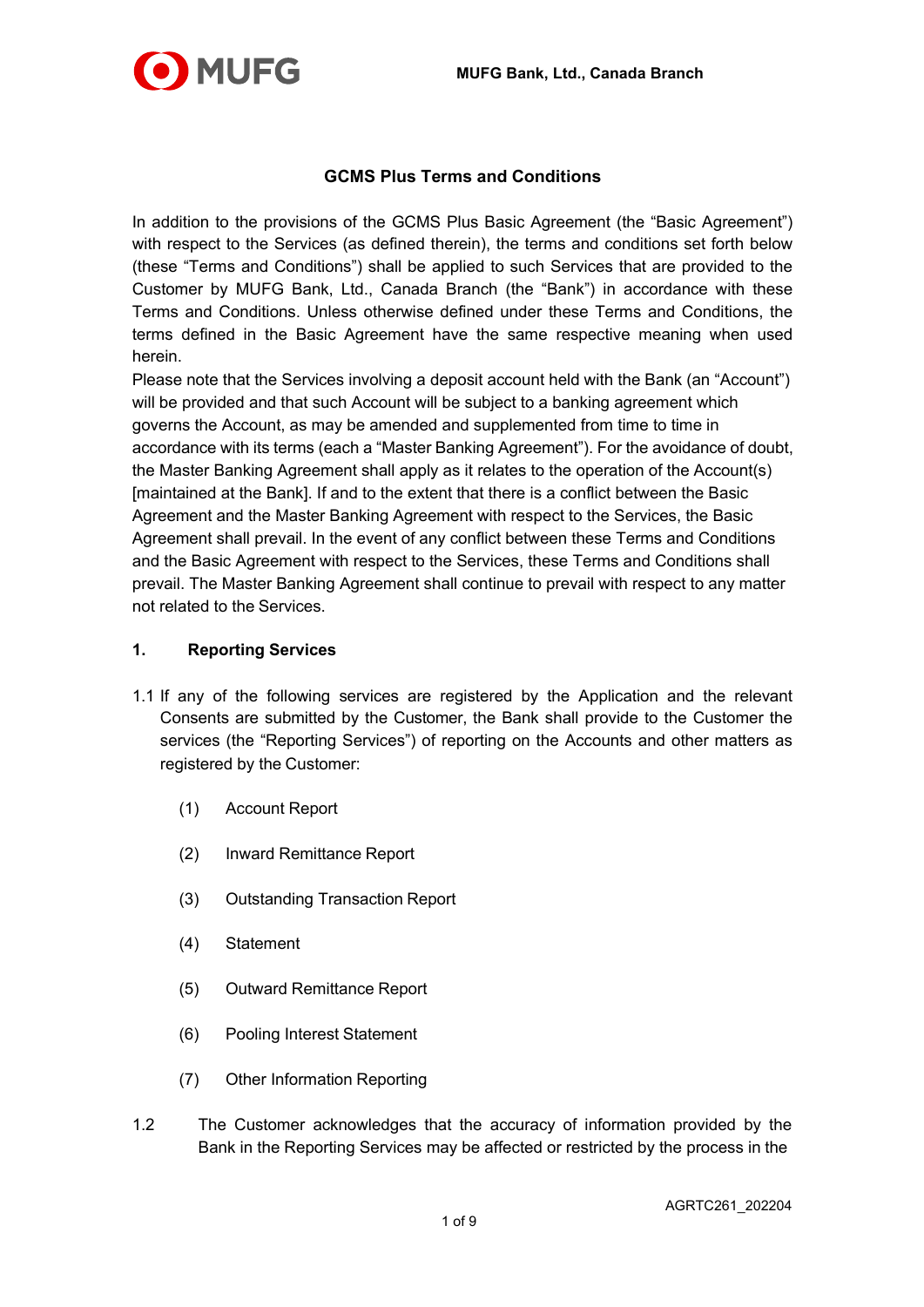MUFG Bank, Ltd., Canada Branch

# GCMS Plus Terms and Conditions

In addition to the provisions of the GCMS Plus Basic Agreement (the "Basic Agreement") with respect to the Services (as defined therein), the terms and conditions set forth below (these "Terms and Conditions") shall be applied to such Services that are provided to the Customer by MUFG Bank, Ltd., Canada Branch (the "Bank") in accordance with these Terms and Conditions. Unless otherwise defined under these Terms and Conditions, the terms defined in the Basic Agreement have the same respective meaning when used herein.

Please note that the Services involving a deposit account held with the Bank (an "Account") will be provided and that such Account will be subject to a banking agreement which governs the Account, as may be amended and supplemented from time to time in accordance with its terms (each a "Master Banking Agreement"). For the avoidance of doubt, the Master Banking Agreement shall apply as it relates to the operation of the Account(s) [maintained at the Bank]. If and to the extent that there is a conflict between the Basic Agreement and the Master Banking Agreement with respect to the Services, the Basic Agreement shall prevail. In the event of any conflict between these Terms and Conditions and the Basic Agreement with respect to the Services, these Terms and Conditions shall prevail. The Master Banking Agreement shall continue to prevail with respect to any matter not related to the Services.

## 1. Reporting Services

1.1 If any of the following services are registered by the Application and the relevant Consents are submitted by the Customer, the Bank shall provide to the Customer the services (the "Reporting Services") of reporting on the Accounts and other matters as registered by the Customer:

(1) Account Report

(2) Inward Remittance Report

(3) Outstanding Transaction Report

(4) Statement

(5) Outward Remittance Report

(6) Pooling Interest Statement

(7) Other Information Reporting

1.2 The Customer acknowledges that the accuracy of information provided by the Bank in the Reporting Services may be affected or restricted by the process in the

AGRTC261_202204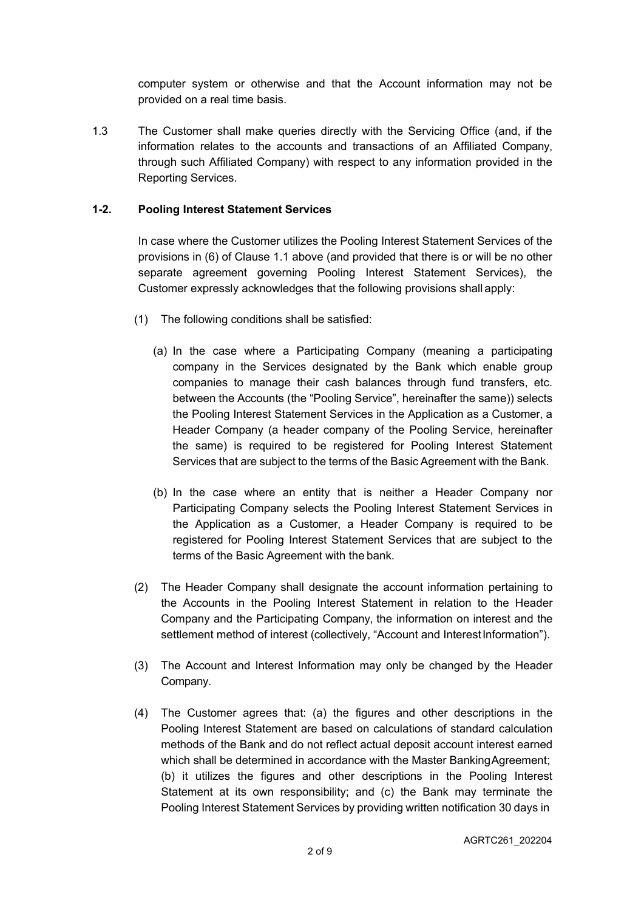computer system or otherwise and that the Account information may not be provided on a real time basis.

1.3 The Customer shall make queries directly with the Servicing Office (and, if the information relates to the accounts and transactions of an Affiliated Company, through such Affiliated Company) with respect to any information provided in the Reporting Services.

**1-2. Pooling Interest Statement Services**

In case where the Customer utilizes the Pooling Interest Statement Services of the provisions in (6) of Clause 1.1 above (and provided that there is or will be no other separate agreement governing Pooling Interest Statement Services), the Customer expressly acknowledges that the following provisions shall apply:

(1) The following conditions shall be satisfied:

(a) In the case where a Participating Company (meaning a participating company in the Services designated by the Bank which enable group companies to manage their cash balances through fund transfers, etc. between the Accounts (the "Pooling Service", hereinafter the same)) selects the Pooling Interest Statement Services in the Application as a Customer, a Header Company (a header company of the Pooling Service, hereinafter the same) is required to be registered for Pooling Interest Statement Services that are subject to the terms of the Basic Agreement with the Bank.

(b) In the case where an entity that is neither a Header Company nor Participating Company selects the Pooling Interest Statement Services in the Application as a Customer, a Header Company is required to be registered for Pooling Interest Statement Services that are subject to the terms of the Basic Agreement with the bank.

(2) The Header Company shall designate the account information pertaining to the Accounts in the Pooling Interest Statement in relation to the Header Company and the Participating Company, the information on interest and the settlement method of interest (collectively, "Account and Interest Information").

(3) The Account and Interest Information may only be changed by the Header Company.

(4) The Customer agrees that: (a) the figures and other descriptions in the Pooling Interest Statement are based on calculations of standard calculation methods of the Bank and do not reflect actual deposit account interest earned which shall be determined in accordance with the Master Banking Agreement; (b) it utilizes the figures and other descriptions in the Pooling Interest Statement at its own responsibility; and (c) the Bank may terminate the Pooling Interest Statement Services by providing written notification 30 days in

AGRTC261_202204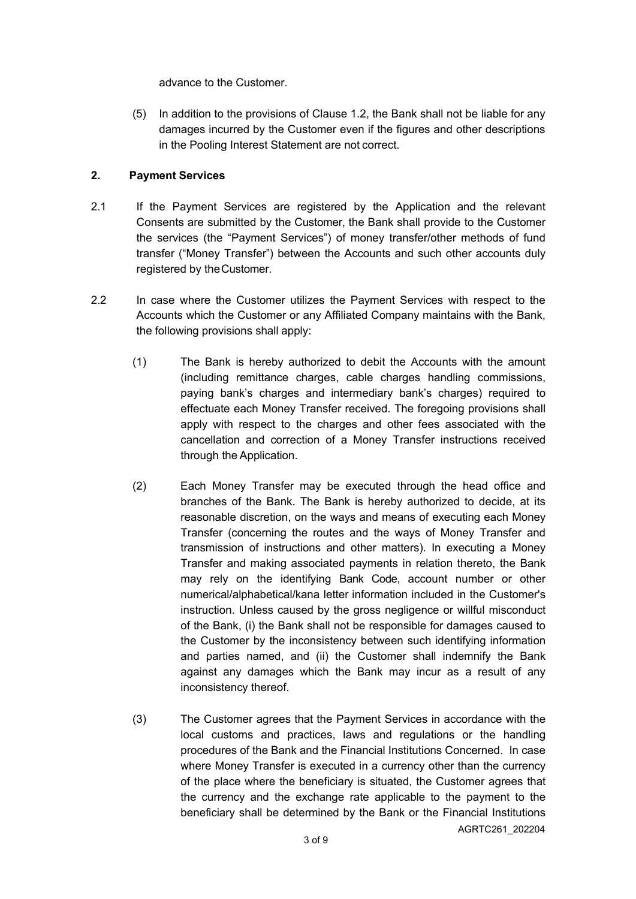advance to the Customer.

(5) In addition to the provisions of Clause 1.2, the Bank shall not be liable for any damages incurred by the Customer even if the figures and other descriptions in the Pooling Interest Statement are not correct.

## 2. Payment Services

2.1 If the Payment Services are registered by the Application and the relevant Consents are submitted by the Customer, the Bank shall provide to the Customer the services (the "Payment Services") of money transfer/other methods of fund transfer ("Money Transfer") between the Accounts and such other accounts duly registered by the Customer.

2.2 In case where the Customer utilizes the Payment Services with respect to the Accounts which the Customer or any Affiliated Company maintains with the Bank, the following provisions shall apply:

(1) The Bank is hereby authorized to debit the Accounts with the amount (including remittance charges, cable charges handling commissions, paying bank's charges and intermediary bank's charges) required to effectuate each Money Transfer received. The foregoing provisions shall apply with respect to the charges and other fees associated with the cancellation and correction of a Money Transfer instructions received through the Application.

(2) Each Money Transfer may be executed through the head office and branches of the Bank. The Bank is hereby authorized to decide, at its reasonable discretion, on the ways and means of executing each Money Transfer (concerning the routes and the ways of Money Transfer and transmission of instructions and other matters). In executing a Money Transfer and making associated payments in relation thereto, the Bank may rely on the identifying Bank Code, account number or other numerical/alphabetical/kana letter information included in the Customer's instruction. Unless caused by the gross negligence or willful misconduct of the Bank, (i) the Bank shall not be responsible for damages caused to the Customer by the inconsistency between such identifying information and parties named, and (ii) the Customer shall indemnify the Bank against any damages which the Bank may incur as a result of any inconsistency thereof.

(3) The Customer agrees that the Payment Services in accordance with the local customs and practices, laws and regulations or the handling procedures of the Bank and the Financial Institutions Concerned. In case where Money Transfer is executed in a currency other than the currency of the place where the beneficiary is situated, the Customer agrees that the currency and the exchange rate applicable to the payment to the beneficiary shall be determined by the Bank or the Financial Institutions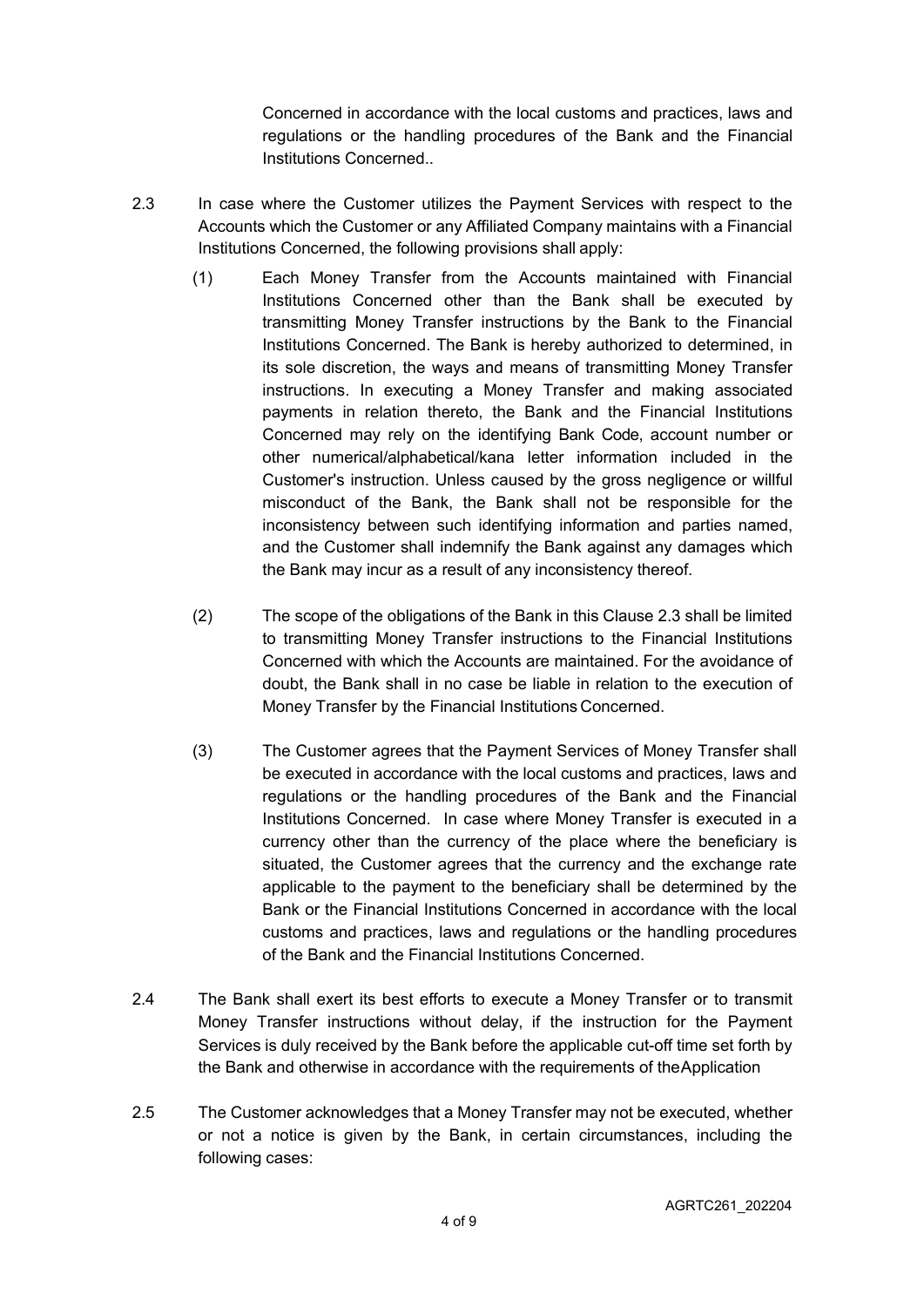Concerned in accordance with the local customs and practices, laws and regulations or the handling procedures of the Bank and the Financial Institutions Concerned..

2.3 In case where the Customer utilizes the Payment Services with respect to the Accounts which the Customer or any Affiliated Company maintains with a Financial Institutions Concerned, the following provisions shall apply:

(1) Each Money Transfer from the Accounts maintained with Financial Institutions Concerned other than the Bank shall be executed by transmitting Money Transfer instructions by the Bank to the Financial Institutions Concerned. The Bank is hereby authorized to determined, in its sole discretion, the ways and means of transmitting Money Transfer instructions. In executing a Money Transfer and making associated payments in relation thereto, the Bank and the Financial Institutions Concerned may rely on the identifying Bank Code, account number or other numerical/alphabetical/kana letter information included in the Customer's instruction. Unless caused by the gross negligence or willful misconduct of the Bank, the Bank shall not be responsible for the inconsistency between such identifying information and parties named, and the Customer shall indemnify the Bank against any damages which the Bank may incur as a result of any inconsistency thereof.

(2) The scope of the obligations of the Bank in this Clause 2.3 shall be limited to transmitting Money Transfer instructions to the Financial Institutions Concerned with which the Accounts are maintained. For the avoidance of doubt, the Bank shall in no case be liable in relation to the execution of Money Transfer by the Financial Institutions Concerned.

(3) The Customer agrees that the Payment Services of Money Transfer shall be executed in accordance with the local customs and practices, laws and regulations or the handling procedures of the Bank and the Financial Institutions Concerned. In case where Money Transfer is executed in a currency other than the currency of the place where the beneficiary is situated, the Customer agrees that the currency and the exchange rate applicable to the payment to the beneficiary shall be determined by the Bank or the Financial Institutions Concerned in accordance with the local customs and practices, laws and regulations or the handling procedures of the Bank and the Financial Institutions Concerned.

2.4 The Bank shall exert its best efforts to execute a Money Transfer or to transmit Money Transfer instructions without delay, if the instruction for the Payment Services is duly received by the Bank before the applicable cut-off time set forth by the Bank and otherwise in accordance with the requirements of theApplication

2.5 The Customer acknowledges that a Money Transfer may not be executed, whether or not a notice is given by the Bank, in certain circumstances, including the following cases:

AGRTC261_202204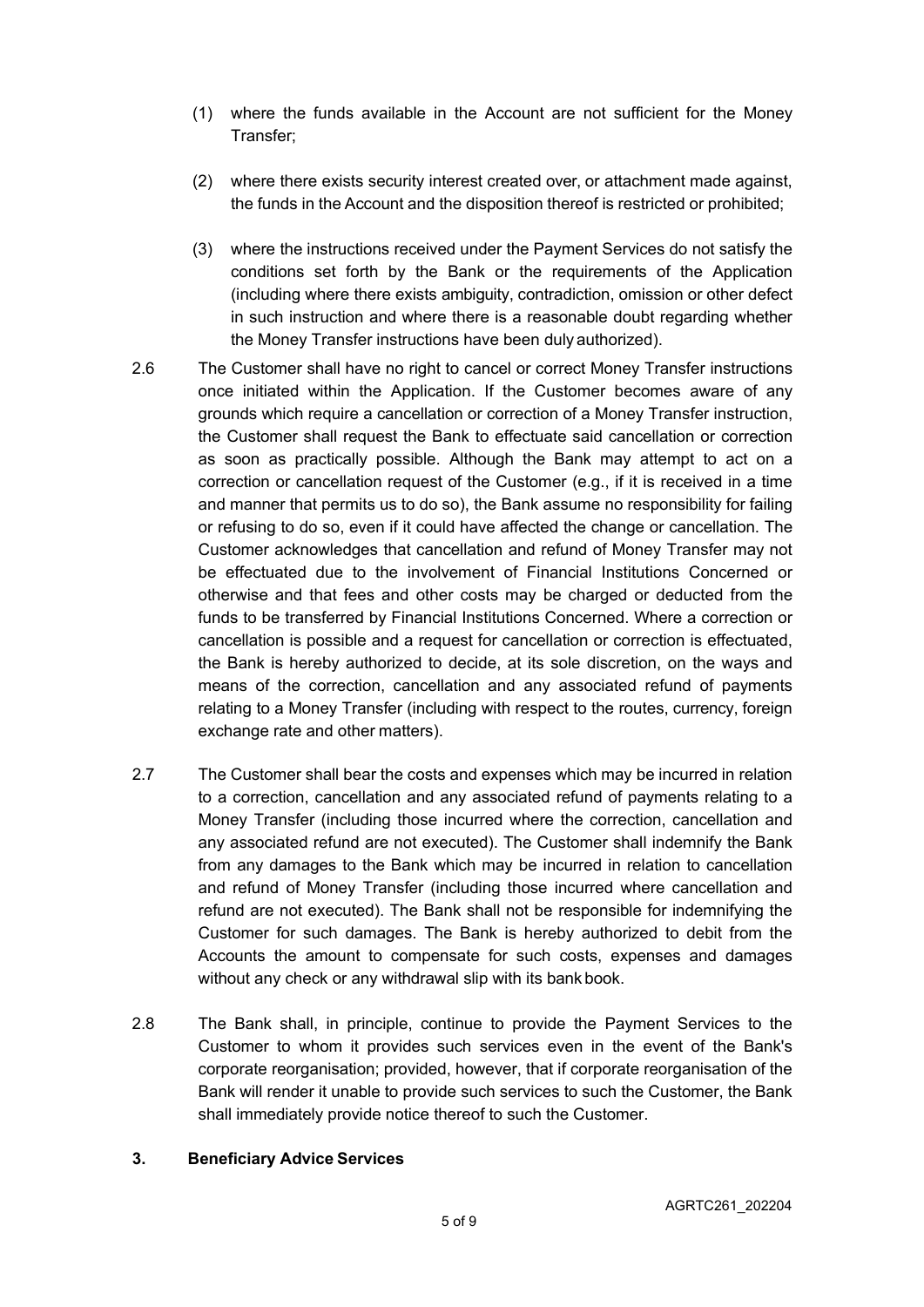(1) where the funds available in the Account are not sufficient for the Money Transfer;

(2) where there exists security interest created over, or attachment made against, the funds in the Account and the disposition thereof is restricted or prohibited;

(3) where the instructions received under the Payment Services do not satisfy the conditions set forth by the Bank or the requirements of the Application (including where there exists ambiguity, contradiction, omission or other defect in such instruction and where there is a reasonable doubt regarding whether the Money Transfer instructions have been duly authorized).

2.6 The Customer shall have no right to cancel or correct Money Transfer instructions once initiated within the Application. If the Customer becomes aware of any grounds which require a cancellation or correction of a Money Transfer instruction, the Customer shall request the Bank to effectuate said cancellation or correction as soon as practically possible. Although the Bank may attempt to act on a correction or cancellation request of the Customer (e.g., if it is received in a time and manner that permits us to do so), the Bank assume no responsibility for failing or refusing to do so, even if it could have affected the change or cancellation. The Customer acknowledges that cancellation and refund of Money Transfer may not be effectuated due to the involvement of Financial Institutions Concerned or otherwise and that fees and other costs may be charged or deducted from the funds to be transferred by Financial Institutions Concerned. Where a correction or cancellation is possible and a request for cancellation or correction is effectuated, the Bank is hereby authorized to decide, at its sole discretion, on the ways and means of the correction, cancellation and any associated refund of payments relating to a Money Transfer (including with respect to the routes, currency, foreign exchange rate and other matters).

2.7 The Customer shall bear the costs and expenses which may be incurred in relation to a correction, cancellation and any associated refund of payments relating to a Money Transfer (including those incurred where the correction, cancellation and any associated refund are not executed). The Customer shall indemnify the Bank from any damages to the Bank which may be incurred in relation to cancellation and refund of Money Transfer (including those incurred where cancellation and refund are not executed). The Bank shall not be responsible for indemnifying the Customer for such damages. The Bank is hereby authorized to debit from the Accounts the amount to compensate for such costs, expenses and damages without any check or any withdrawal slip with its bank book.

2.8 The Bank shall, in principle, continue to provide the Payment Services to the Customer to whom it provides such services even in the event of the Bank's corporate reorganisation; provided, however, that if corporate reorganisation of the Bank will render it unable to provide such services to such the Customer, the Bank shall immediately provide notice thereof to such the Customer.

## 3. Beneficiary Advice Services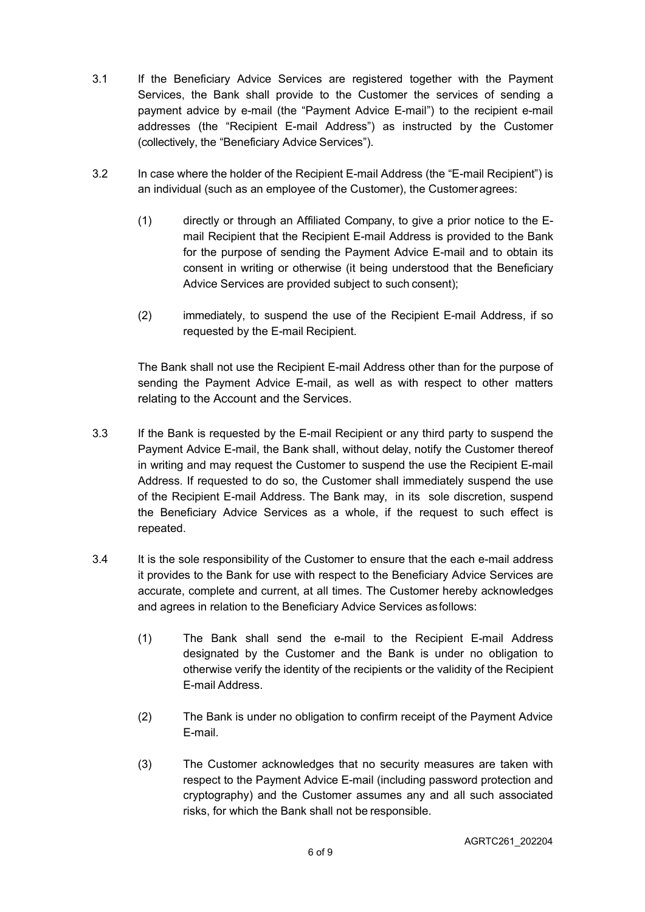3.1 If the Beneficiary Advice Services are registered together with the Payment Services, the Bank shall provide to the Customer the services of sending a payment advice by e-mail (the "Payment Advice E-mail") to the recipient e-mail addresses (the "Recipient E-mail Address") as instructed by the Customer (collectively, the "Beneficiary Advice Services").

3.2 In case where the holder of the Recipient E-mail Address (the "E-mail Recipient") is an individual (such as an employee of the Customer), the Customer agrees:

(1) directly or through an Affiliated Company, to give a prior notice to the E-mail Recipient that the Recipient E-mail Address is provided to the Bank for the purpose of sending the Payment Advice E-mail and to obtain its consent in writing or otherwise (it being understood that the Beneficiary Advice Services are provided subject to such consent);

(2) immediately, to suspend the use of the Recipient E-mail Address, if so requested by the E-mail Recipient.

The Bank shall not use the Recipient E-mail Address other than for the purpose of sending the Payment Advice E-mail, as well as with respect to other matters relating to the Account and the Services.

3.3 If the Bank is requested by the E-mail Recipient or any third party to suspend the Payment Advice E-mail, the Bank shall, without delay, notify the Customer thereof in writing and may request the Customer to suspend the use the Recipient E-mail Address. If requested to do so, the Customer shall immediately suspend the use of the Recipient E-mail Address. The Bank may, in its sole discretion, suspend the Beneficiary Advice Services as a whole, if the request to such effect is repeated.

3.4 It is the sole responsibility of the Customer to ensure that the each e-mail address it provides to the Bank for use with respect to the Beneficiary Advice Services are accurate, complete and current, at all times. The Customer hereby acknowledges and agrees in relation to the Beneficiary Advice Services as follows:

(1) The Bank shall send the e-mail to the Recipient E-mail Address designated by the Customer and the Bank is under no obligation to otherwise verify the identity of the recipients or the validity of the Recipient E-mail Address.

(2) The Bank is under no obligation to confirm receipt of the Payment Advice E-mail.

(3) The Customer acknowledges that no security measures are taken with respect to the Payment Advice E-mail (including password protection and cryptography) and the Customer assumes any and all such associated risks, for which the Bank shall not be responsible.

AGRTC261_202204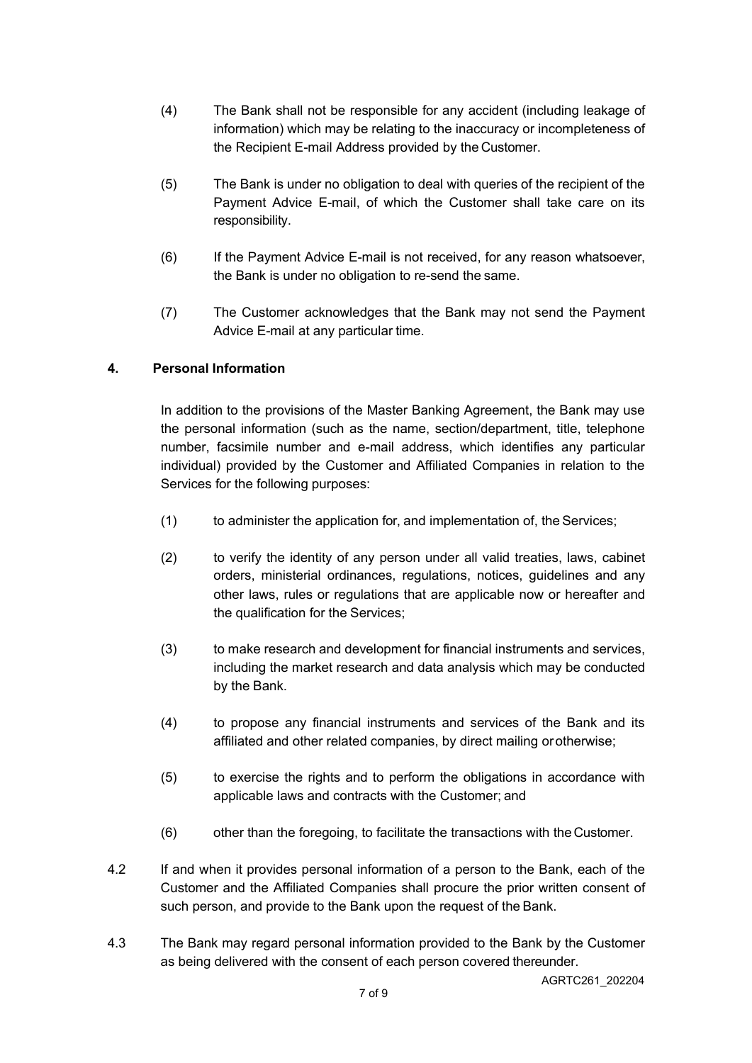(4) The Bank shall not be responsible for any accident (including leakage of information) which may be relating to the inaccuracy or incompleteness of the Recipient E-mail Address provided by the Customer.

(5) The Bank is under no obligation to deal with queries of the recipient of the Payment Advice E-mail, of which the Customer shall take care on its responsibility.

(6) If the Payment Advice E-mail is not received, for any reason whatsoever, the Bank is under no obligation to re-send the same.

(7) The Customer acknowledges that the Bank may not send the Payment Advice E-mail at any particular time.

**4. Personal Information**

In addition to the provisions of the Master Banking Agreement, the Bank may use the personal information (such as the name, section/department, title, telephone number, facsimile number and e-mail address, which identifies any particular individual) provided by the Customer and Affiliated Companies in relation to the Services for the following purposes:

(1) to administer the application for, and implementation of, the Services;

(2) to verify the identity of any person under all valid treaties, laws, cabinet orders, ministerial ordinances, regulations, notices, guidelines and any other laws, rules or regulations that are applicable now or hereafter and the qualification for the Services;

(3) to make research and development for financial instruments and services, including the market research and data analysis which may be conducted by the Bank.

(4) to propose any financial instruments and services of the Bank and its affiliated and other related companies, by direct mailing or otherwise;

(5) to exercise the rights and to perform the obligations in accordance with applicable laws and contracts with the Customer; and

(6) other than the foregoing, to facilitate the transactions with the Customer.

4.2 If and when it provides personal information of a person to the Bank, each of the Customer and the Affiliated Companies shall procure the prior written consent of such person, and provide to the Bank upon the request of the Bank.

4.3 The Bank may regard personal information provided to the Bank by the Customer as being delivered with the consent of each person covered thereunder.

AGRTC261_202204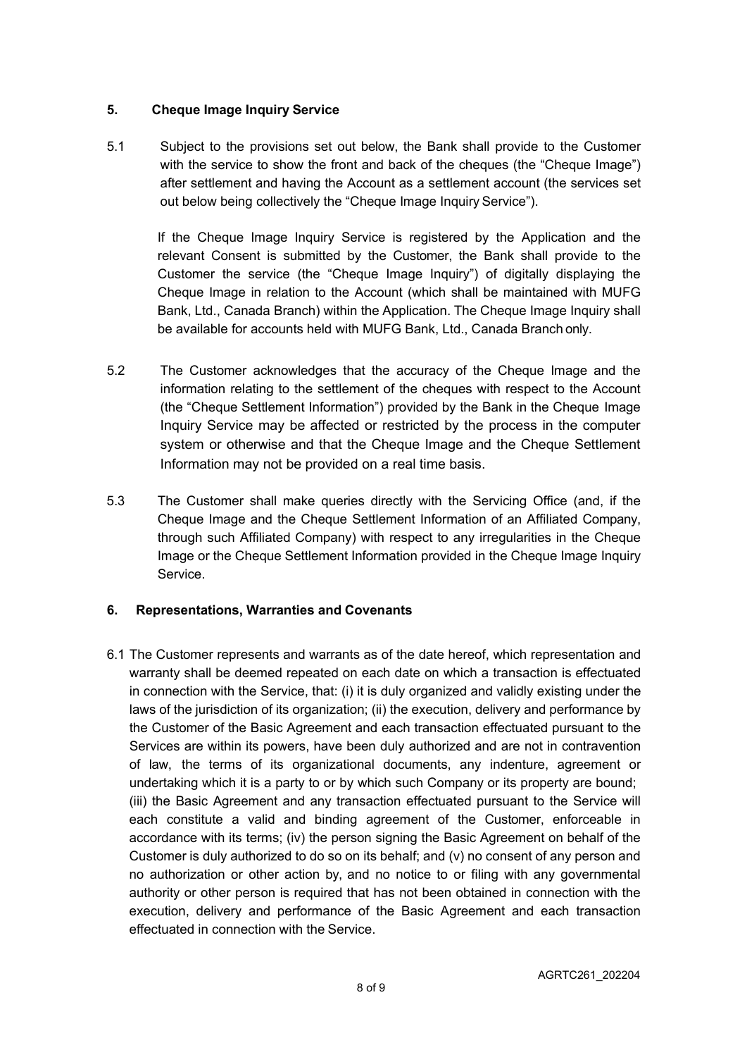## 5. Cheque Image Inquiry Service

5.1 Subject to the provisions set out below, the Bank shall provide to the Customer with the service to show the front and back of the cheques (the "Cheque Image") after settlement and having the Account as a settlement account (the services set out below being collectively the "Cheque Image Inquiry Service").

If the Cheque Image Inquiry Service is registered by the Application and the relevant Consent is submitted by the Customer, the Bank shall provide to the Customer the service (the "Cheque Image Inquiry") of digitally displaying the Cheque Image in relation to the Account (which shall be maintained with MUFG Bank, Ltd., Canada Branch) within the Application. The Cheque Image Inquiry shall be available for accounts held with MUFG Bank, Ltd., Canada Branch only.

5.2 The Customer acknowledges that the accuracy of the Cheque Image and the information relating to the settlement of the cheques with respect to the Account (the "Cheque Settlement Information") provided by the Bank in the Cheque Image Inquiry Service may be affected or restricted by the process in the computer system or otherwise and that the Cheque Image and the Cheque Settlement Information may not be provided on a real time basis.

5.3 The Customer shall make queries directly with the Servicing Office (and, if the Cheque Image and the Cheque Settlement Information of an Affiliated Company, through such Affiliated Company) with respect to any irregularities in the Cheque Image or the Cheque Settlement Information provided in the Cheque Image Inquiry Service.

## 6. Representations, Warranties and Covenants

6.1 The Customer represents and warrants as of the date hereof, which representation and warranty shall be deemed repeated on each date on which a transaction is effectuated in connection with the Service, that: (i) it is duly organized and validly existing under the laws of the jurisdiction of its organization; (ii) the execution, delivery and performance by the Customer of the Basic Agreement and each transaction effectuated pursuant to the Services are within its powers, have been duly authorized and are not in contravention of law, the terms of its organizational documents, any indenture, agreement or undertaking which it is a party to or by which such Company or its property are bound; (iii) the Basic Agreement and any transaction effectuated pursuant to the Service will each constitute a valid and binding agreement of the Customer, enforceable in accordance with its terms; (iv) the person signing the Basic Agreement on behalf of the Customer is duly authorized to do so on its behalf; and (v) no consent of any person and no authorization or other action by, and no notice to or filing with any governmental authority or other person is required that has not been obtained in connection with the execution, delivery and performance of the Basic Agreement and each transaction effectuated in connection with the Service.

AGRTC261_202204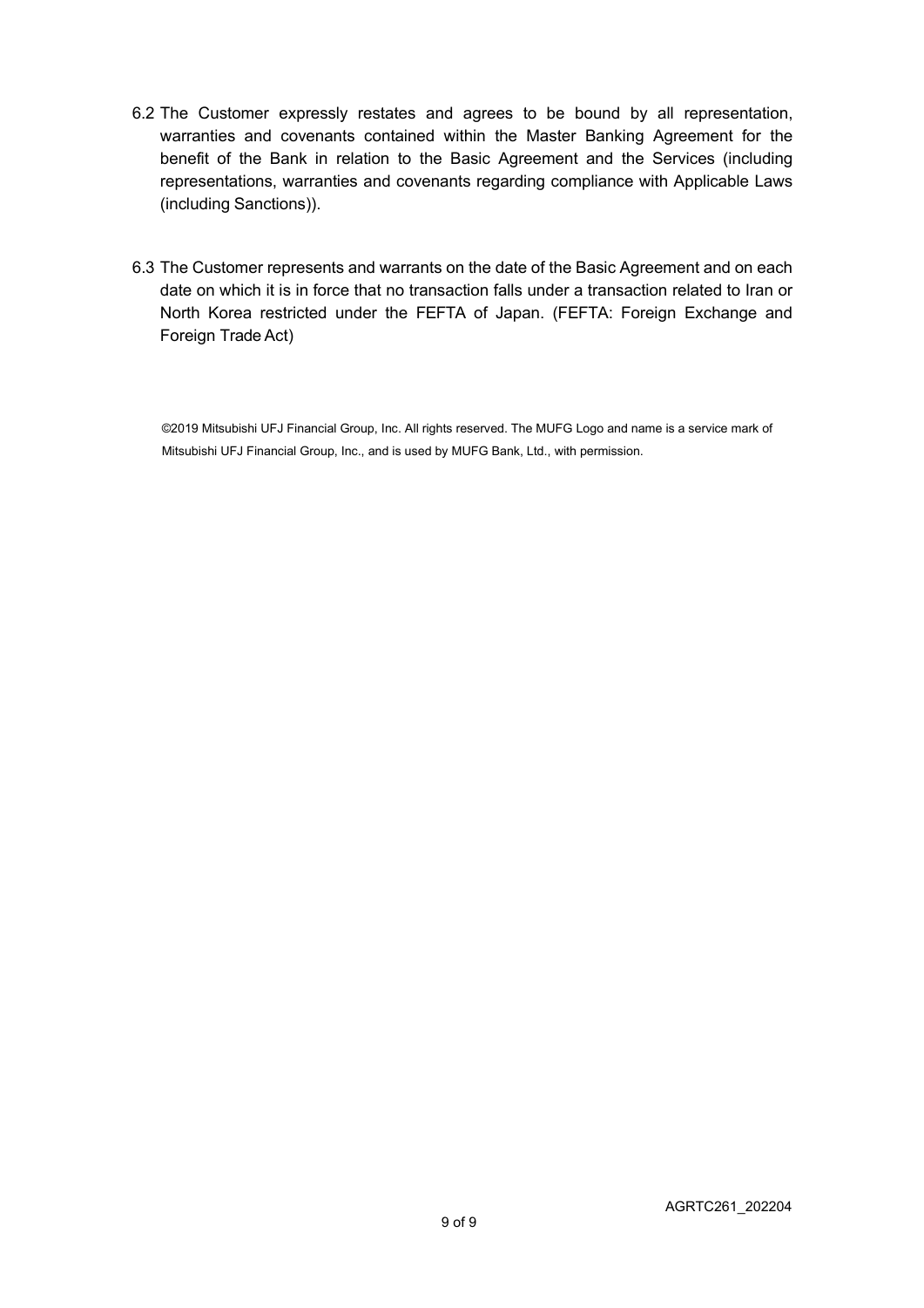6.2 The Customer expressly restates and agrees to be bound by all representation, warranties and covenants contained within the Master Banking Agreement for the benefit of the Bank in relation to the Basic Agreement and the Services (including representations, warranties and covenants regarding compliance with Applicable Laws (including Sanctions)).

6.3 The Customer represents and warrants on the date of the Basic Agreement and on each date on which it is in force that no transaction falls under a transaction related to Iran or North Korea restricted under the FEFTA of Japan. (FEFTA: Foreign Exchange and Foreign Trade Act)

©2019 Mitsubishi UFJ Financial Group, Inc. All rights reserved. The MUFG Logo and name is a service mark of Mitsubishi UFJ Financial Group, Inc., and is used by MUFG Bank, Ltd., with permission.

AGRTC261_202204